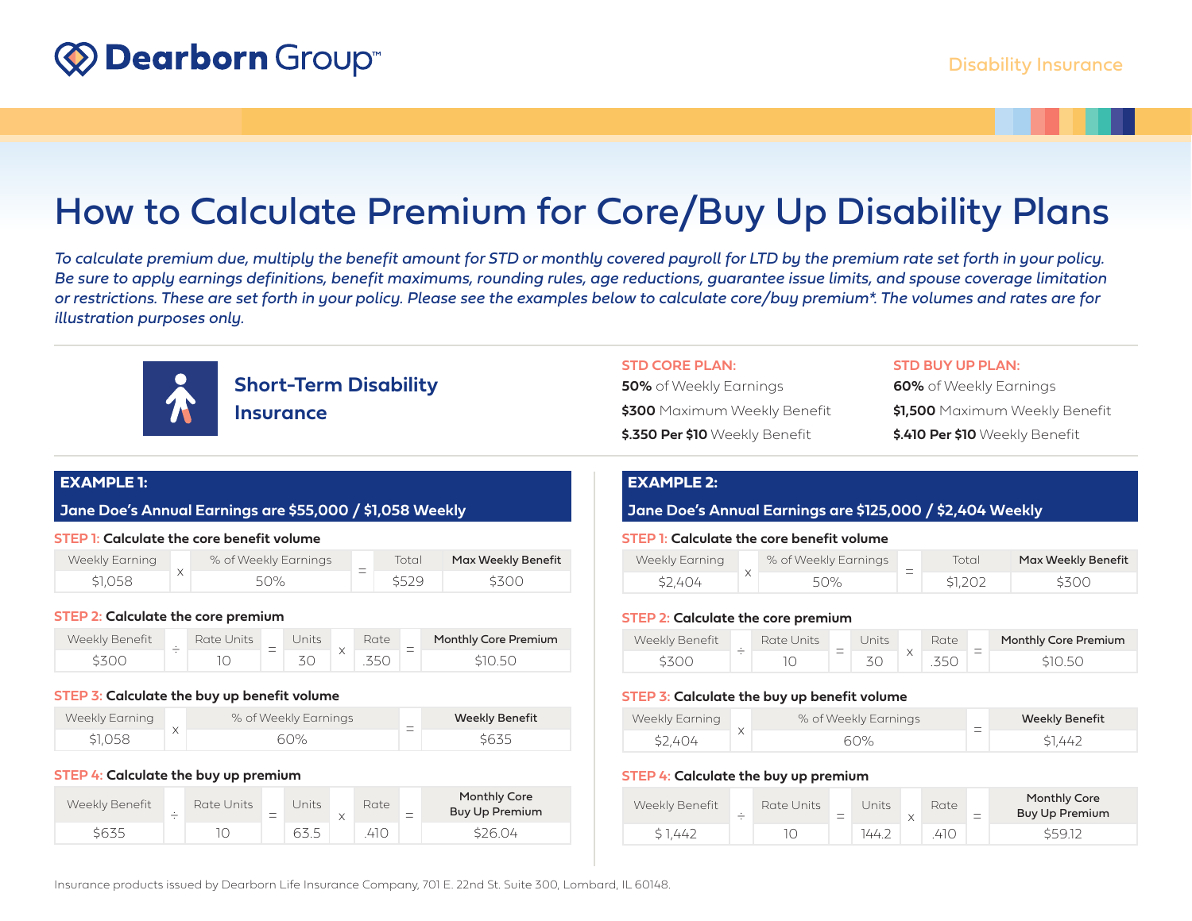Dearborn Group™

Disability Insurance

# How to Calculate Premium for Core/Buy Up Disability Plans

*To calculate premium due, multiply the benefit amount for STD or monthly covered payroll for LTD by the premium rate set forth in your policy. Be sure to apply earnings definitions, benefit maximums, rounding rules, age reductions, guarantee issue limits, and spouse coverage limitation or restrictions. These are set forth in your policy. Please see the examples below to calculate core/buy premium\*. The volumes and rates are for illustration purposes only.*

## Short-Term Disability Insurance

**STD CORE PLAN:**

**50%** of Weekly Earnings

**$300** Maximum Weekly Benefit

**$.350 Per $10** Weekly Benefit

**STD BUY UP PLAN:**

**60%** of Weekly Earnings

**$1,500** Maximum Weekly Benefit

**$.410 Per $10** Weekly Benefit

### EXAMPLE 1:

**Jane Doe's Annual Earnings are $55,000 / $1,058 Weekly**

**STEP 1: Calculate the core benefit volume**

| Weekly Earning | | % of Weekly Earnings | | Total | Max Weekly Benefit |
|---|---|---|---|---|---|
| $1,058 | x | 50% | = | $529 | $300 |

**STEP 2: Calculate the core premium**

| Weekly Benefit | | Rate Units | | Units | | Rate | | Monthly Core Premium |
|---|---|---|---|---|---|---|---|---|
| $300 | ÷ | 10 | = | 30 | x | .350 | = | $10.50 |

**STEP 3: Calculate the buy up benefit volume**

| Weekly Earning | | % of Weekly Earnings | | Weekly Benefit |
|---|---|---|---|---|
| $1,058 | x | 60% | = | $635 |

**STEP 4: Calculate the buy up premium**

| Weekly Benefit | | Rate Units | | Units | | Rate | | Monthly Core Buy Up Premium |
|---|---|---|---|---|---|---|---|---|
| $635 | ÷ | 10 | = | 63.5 | x | .410 | = | $26.04 |

### EXAMPLE 2:

**Jane Doe's Annual Earnings are $125,000 / $2,404 Weekly**

**STEP 1: Calculate the core benefit volume**

| Weekly Earning | | % of Weekly Earnings | | Total | Max Weekly Benefit |
|---|---|---|---|---|---|
| $2,404 | x | 50% | = | $1,202 | $300 |

**STEP 2: Calculate the core premium**

| Weekly Benefit | | Rate Units | | Units | | Rate | | Monthly Core Premium |
|---|---|---|---|---|---|---|---|---|
| $300 | ÷ | 10 | = | 30 | x | .350 | = | $10.50 |

**STEP 3: Calculate the buy up benefit volume**

| Weekly Earning | | % of Weekly Earnings | | Weekly Benefit |
|---|---|---|---|---|
| $2,404 | x | 60% | = | $1,442 |

**STEP 4: Calculate the buy up premium**

| Weekly Benefit | | Rate Units | | Units | | Rate | | Monthly Core Buy Up Premium |
|---|---|---|---|---|---|---|---|---|
| $ 1,442 | ÷ | 10 | = | 144.2 | x | .410 | = | $59.12 |

Insurance products issued by Dearborn Life Insurance Company, 701 E. 22nd St. Suite 300, Lombard, IL 60148.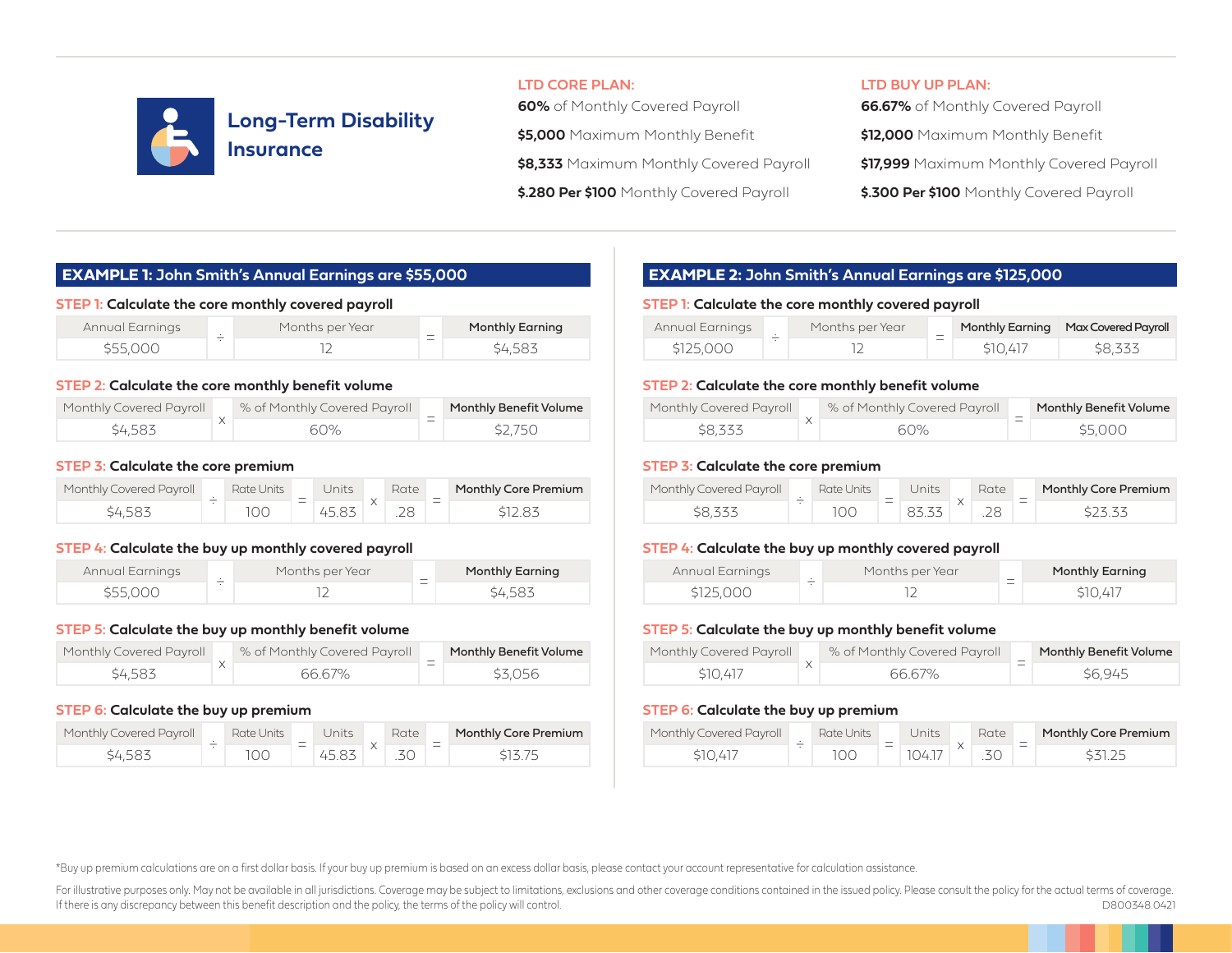# Long-Term Disability Insurance

**LTD CORE PLAN:**

**60%** of Monthly Covered Payroll

**$5,000** Maximum Monthly Benefit

**$8,333** Maximum Monthly Covered Payroll

**$.280 Per $100** Monthly Covered Payroll

**LTD BUY UP PLAN:**

**66.67%** of Monthly Covered Payroll

**$12,000** Maximum Monthly Benefit

**$17,999** Maximum Monthly Covered Payroll

**$.300 Per $100** Monthly Covered Payroll

## EXAMPLE 1: John Smith's Annual Earnings are $55,000

**STEP 1: Calculate the core monthly covered payroll**

| Annual Earnings | | Months per Year | | Monthly Earning |
|---|---|---|---|---|
| $55,000 | ÷ | 12 | = | $4,583 |

**STEP 2: Calculate the core monthly benefit volume**

| Monthly Covered Payroll | | % of Monthly Covered Payroll | | Monthly Benefit Volume |
|---|---|---|---|---|
| $4,583 | x | 60% | = | $2,750 |

**STEP 3: Calculate the core premium**

| Monthly Covered Payroll | | Rate Units | | Units | | Rate | | Monthly Core Premium |
|---|---|---|---|---|---|---|---|---|
| $4,583 | ÷ | 100 | = | 45.83 | x | .28 | = | $12.83 |

**STEP 4: Calculate the buy up monthly covered payroll**

| Annual Earnings | | Months per Year | | Monthly Earning |
|---|---|---|---|---|
| $55,000 | ÷ | 12 | = | $4,583 |

**STEP 5: Calculate the buy up monthly benefit volume**

| Monthly Covered Payroll | | % of Monthly Covered Payroll | | Monthly Benefit Volume |
|---|---|---|---|---|
| $4,583 | x | 66.67% | = | $3,056 |

**STEP 6: Calculate the buy up premium**

| Monthly Covered Payroll | | Rate Units | | Units | | Rate | | Monthly Core Premium |
|---|---|---|---|---|---|---|---|---|
| $4,583 | ÷ | 100 | = | 45.83 | x | .30 | = | $13.75 |

## EXAMPLE 2: John Smith's Annual Earnings are $125,000

**STEP 1: Calculate the core monthly covered payroll**

| Annual Earnings | | Months per Year | | Monthly Earning | Max Covered Payroll |
|---|---|---|---|---|---|
| $125,000 | ÷ | 12 | = | $10,417 | $8,333 |

**STEP 2: Calculate the core monthly benefit volume**

| Monthly Covered Payroll | | % of Monthly Covered Payroll | | Monthly Benefit Volume |
|---|---|---|---|---|
| $8,333 | x | 60% | = | $5,000 |

**STEP 3: Calculate the core premium**

| Monthly Covered Payroll | | Rate Units | | Units | | Rate | | Monthly Core Premium |
|---|---|---|---|---|---|---|---|---|
| $8,333 | ÷ | 100 | = | 83.33 | x | .28 | = | $23.33 |

**STEP 4: Calculate the buy up monthly covered payroll**

| Annual Earnings | | Months per Year | | Monthly Earning |
|---|---|---|---|---|
| $125,000 | ÷ | 12 | = | $10,417 |

**STEP 5: Calculate the buy up monthly benefit volume**

| Monthly Covered Payroll | | % of Monthly Covered Payroll | | Monthly Benefit Volume |
|---|---|---|---|---|
| $10,417 | x | 66.67% | = | $6,945 |

**STEP 6: Calculate the buy up premium**

| Monthly Covered Payroll | | Rate Units | | Units | | Rate | | Monthly Core Premium |
|---|---|---|---|---|---|---|---|---|
| $10,417 | ÷ | 100 | = | 104.17 | x | .30 | = | $31.25 |

*Buy up premium calculations are on a first dollar basis. If your buy up premium is based on an excess dollar basis, please contact your account representative for calculation assistance.

For illustrative purposes only. May not be available in all jurisdictions. Coverage may be subject to limitations, exclusions and other coverage conditions contained in the issued policy. Please consult the policy for the actual terms of coverage. If there is any discrepancy between this benefit description and the policy, the terms of the policy will control.

D800348.0421